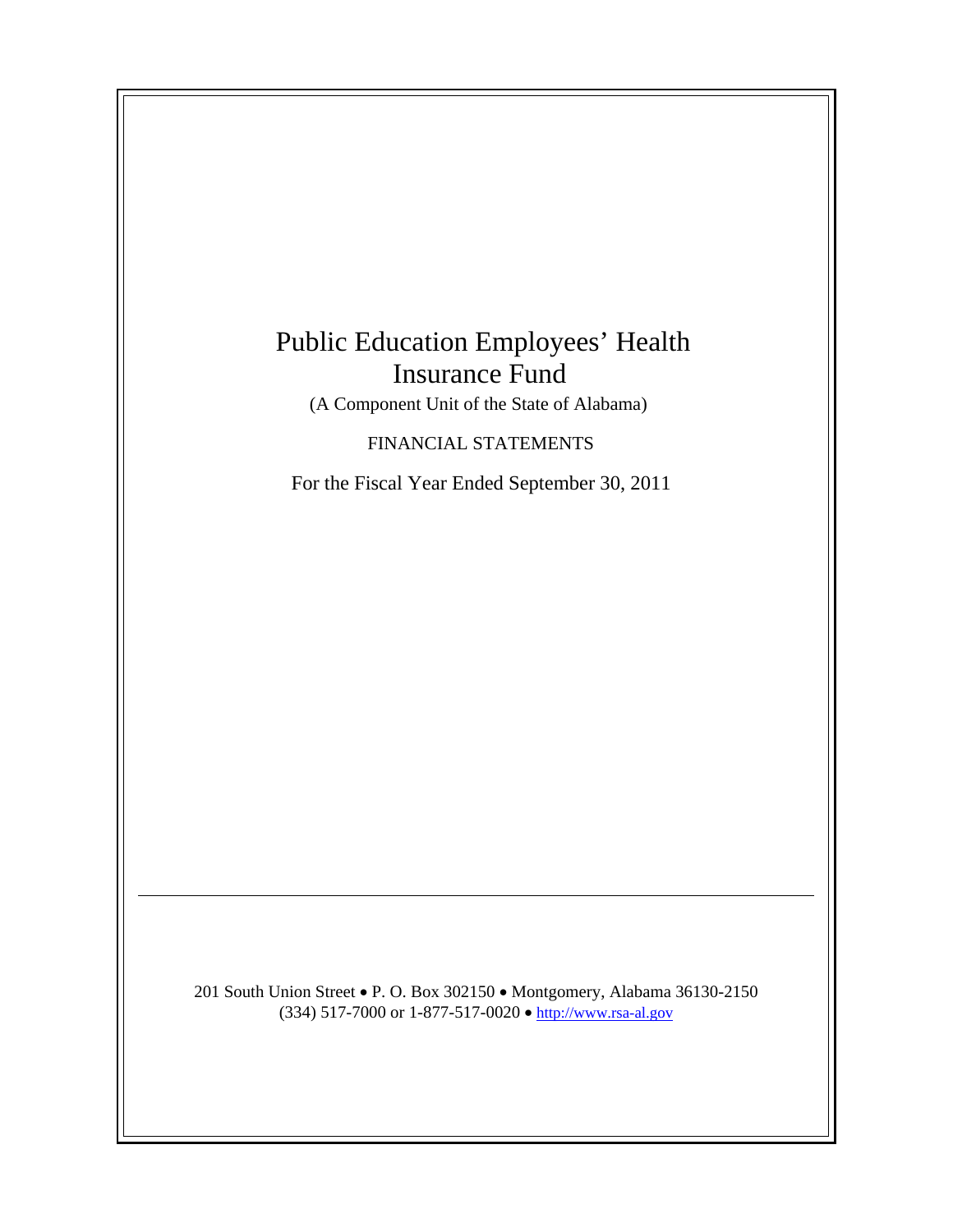# Public Education Employees' Health Insurance Fund

(A Component Unit of the State of Alabama)

FINANCIAL STATEMENTS

For the Fiscal Year Ended September 30, 2011

---

201 South Union Street • P. O. Box 302150 • Montgomery, Alabama 36130-2150
(334) 517-7000 or 1-877-517-0020 • http://www.rsa-al.gov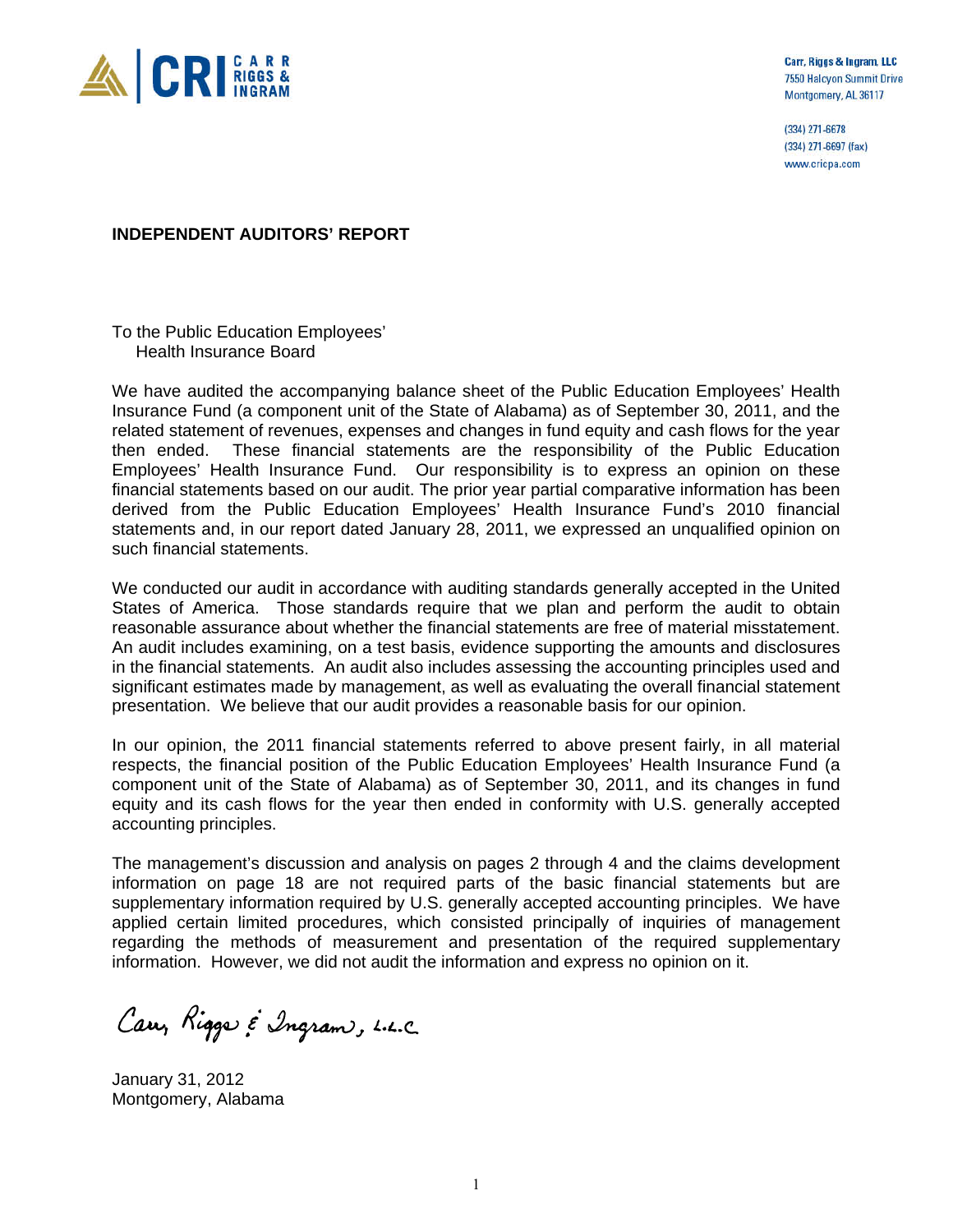CRI CARR RIGGS & INGRAM

Carr, Riggs & Ingram, LLC
7550 Halcyon Summit Drive
Montgomery, AL 36117

(334) 271-6678
(334) 271-6697 (fax)
www.cricpa.com

**INDEPENDENT AUDITORS' REPORT**

To the Public Education Employees'
Health Insurance Board

We have audited the accompanying balance sheet of the Public Education Employees' Health Insurance Fund (a component unit of the State of Alabama) as of September 30, 2011, and the related statement of revenues, expenses and changes in fund equity and cash flows for the year then ended. These financial statements are the responsibility of the Public Education Employees' Health Insurance Fund. Our responsibility is to express an opinion on these financial statements based on our audit. The prior year partial comparative information has been derived from the Public Education Employees' Health Insurance Fund's 2010 financial statements and, in our report dated January 28, 2011, we expressed an unqualified opinion on such financial statements.

We conducted our audit in accordance with auditing standards generally accepted in the United States of America. Those standards require that we plan and perform the audit to obtain reasonable assurance about whether the financial statements are free of material misstatement. An audit includes examining, on a test basis, evidence supporting the amounts and disclosures in the financial statements. An audit also includes assessing the accounting principles used and significant estimates made by management, as well as evaluating the overall financial statement presentation. We believe that our audit provides a reasonable basis for our opinion.

In our opinion, the 2011 financial statements referred to above present fairly, in all material respects, the financial position of the Public Education Employees' Health Insurance Fund (a component unit of the State of Alabama) as of September 30, 2011, and its changes in fund equity and its cash flows for the year then ended in conformity with U.S. generally accepted accounting principles.

The management's discussion and analysis on pages 2 through 4 and the claims development information on page 18 are not required parts of the basic financial statements but are supplementary information required by U.S. generally accepted accounting principles. We have applied certain limited procedures, which consisted principally of inquiries of management regarding the methods of measurement and presentation of the required supplementary information. However, we did not audit the information and express no opinion on it.

Carr, Riggs & Ingram, L.L.C.

January 31, 2012
Montgomery, Alabama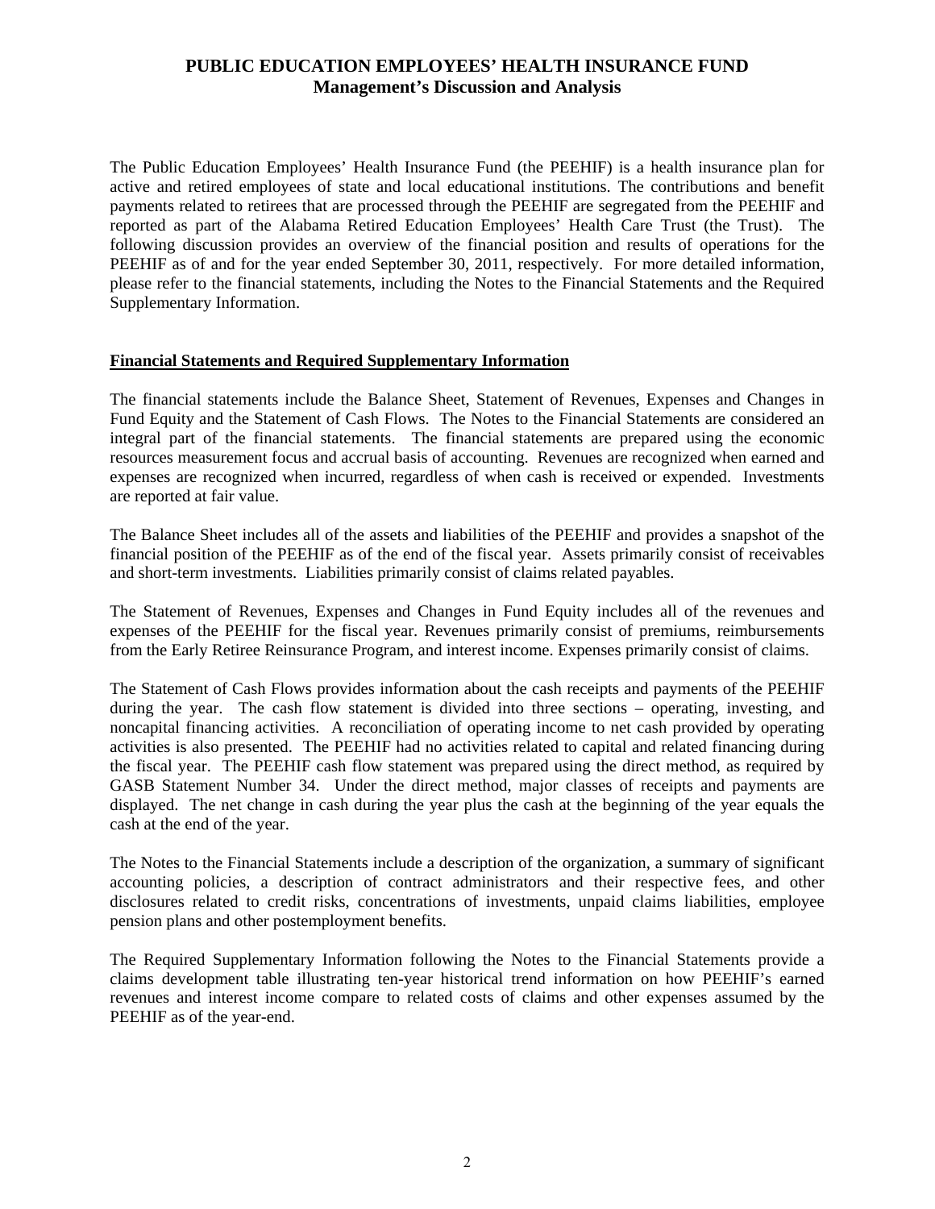# PUBLIC EDUCATION EMPLOYEES' HEALTH INSURANCE FUND
## Management's Discussion and Analysis

The Public Education Employees' Health Insurance Fund (the PEEHIF) is a health insurance plan for active and retired employees of state and local educational institutions. The contributions and benefit payments related to retirees that are processed through the PEEHIF are segregated from the PEEHIF and reported as part of the Alabama Retired Education Employees' Health Care Trust (the Trust). The following discussion provides an overview of the financial position and results of operations for the PEEHIF as of and for the year ended September 30, 2011, respectively. For more detailed information, please refer to the financial statements, including the Notes to the Financial Statements and the Required Supplementary Information.

### Financial Statements and Required Supplementary Information

The financial statements include the Balance Sheet, Statement of Revenues, Expenses and Changes in Fund Equity and the Statement of Cash Flows. The Notes to the Financial Statements are considered an integral part of the financial statements. The financial statements are prepared using the economic resources measurement focus and accrual basis of accounting. Revenues are recognized when earned and expenses are recognized when incurred, regardless of when cash is received or expended. Investments are reported at fair value.

The Balance Sheet includes all of the assets and liabilities of the PEEHIF and provides a snapshot of the financial position of the PEEHIF as of the end of the fiscal year. Assets primarily consist of receivables and short-term investments. Liabilities primarily consist of claims related payables.

The Statement of Revenues, Expenses and Changes in Fund Equity includes all of the revenues and expenses of the PEEHIF for the fiscal year. Revenues primarily consist of premiums, reimbursements from the Early Retiree Reinsurance Program, and interest income. Expenses primarily consist of claims.

The Statement of Cash Flows provides information about the cash receipts and payments of the PEEHIF during the year. The cash flow statement is divided into three sections – operating, investing, and noncapital financing activities. A reconciliation of operating income to net cash provided by operating activities is also presented. The PEEHIF had no activities related to capital and related financing during the fiscal year. The PEEHIF cash flow statement was prepared using the direct method, as required by GASB Statement Number 34. Under the direct method, major classes of receipts and payments are displayed. The net change in cash during the year plus the cash at the beginning of the year equals the cash at the end of the year.

The Notes to the Financial Statements include a description of the organization, a summary of significant accounting policies, a description of contract administrators and their respective fees, and other disclosures related to credit risks, concentrations of investments, unpaid claims liabilities, employee pension plans and other postemployment benefits.

The Required Supplementary Information following the Notes to the Financial Statements provide a claims development table illustrating ten-year historical trend information on how PEEHIF's earned revenues and interest income compare to related costs of claims and other expenses assumed by the PEEHIF as of the year-end.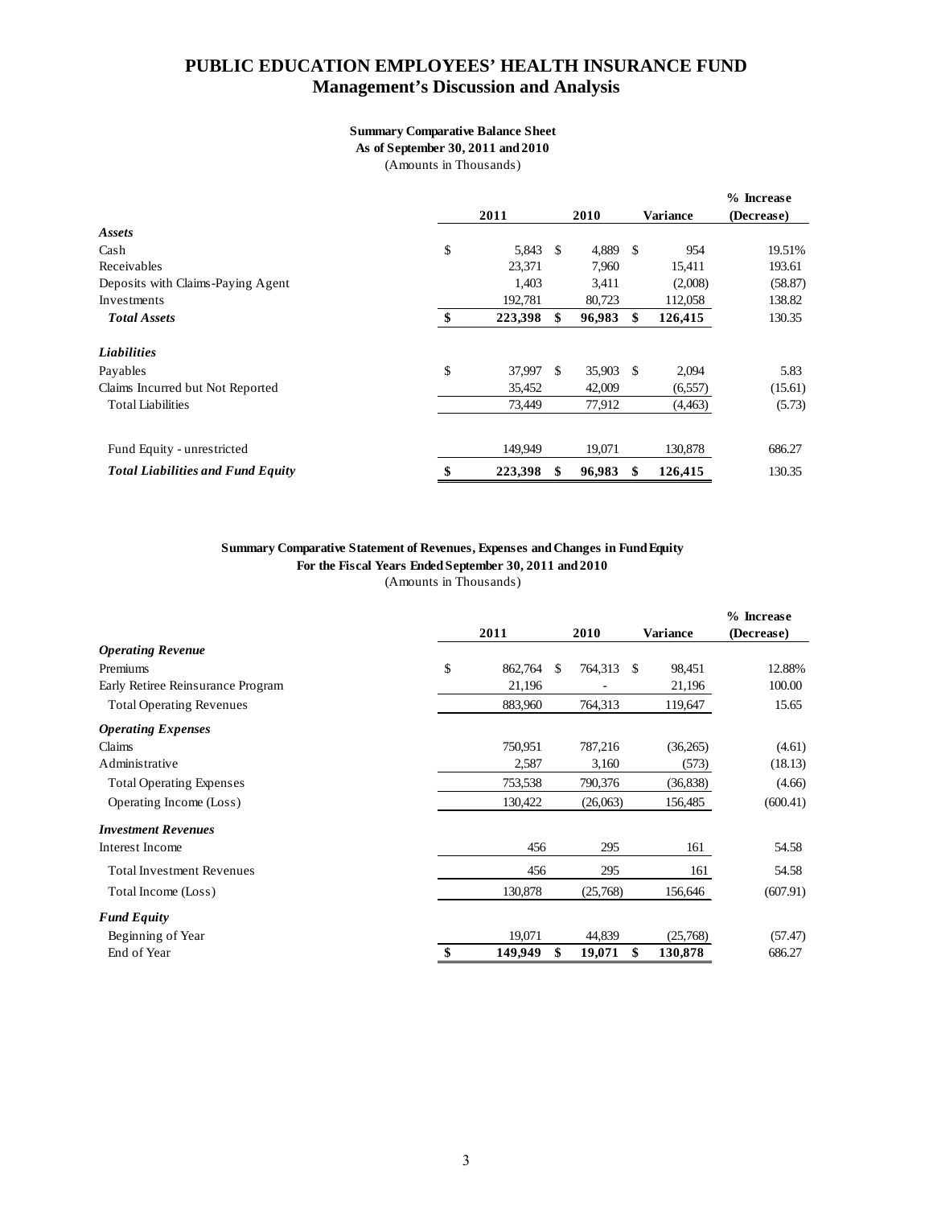# PUBLIC EDUCATION EMPLOYEES' HEALTH INSURANCE FUND
## Management's Discussion and Analysis

**Summary Comparative Balance Sheet**
**As of September 30, 2011 and 2010**
(Amounts in Thousands)

| | 2011 | 2010 | Variance | % Increase (Decrease) |
|---|---|---|---|---|
| ***Assets*** | | | | |
| Cash | $ 5,843 | $ 4,889 | $ 954 | 19.51% |
| Receivables | 23,371 | 7,960 | 15,411 | 193.61 |
| Deposits with Claims-Paying Agent | 1,403 | 3,411 | (2,008) | (58.87) |
| Investments | 192,781 | 80,723 | 112,058 | 138.82 |
| ***Total Assets*** | **$ 223,398** | **$ 96,983** | **$ 126,415** | 130.35 |
| ***Liabilities*** | | | | |
| Payables | $ 37,997 | $ 35,903 | $ 2,094 | 5.83 |
| Claims Incurred but Not Reported | 35,452 | 42,009 | (6,557) | (15.61) |
| Total Liabilities | 73,449 | 77,912 | (4,463) | (5.73) |
| Fund Equity - unrestricted | 149,949 | 19,071 | 130,878 | 686.27 |
| ***Total Liabilities and Fund Equity*** | **$ 223,398** | **$ 96,983** | **$ 126,415** | 130.35 |

**Summary Comparative Statement of Revenues, Expenses and Changes in Fund Equity**
**For the Fiscal Years Ended September 30, 2011 and 2010**
(Amounts in Thousands)

| | 2011 | 2010 | Variance | % Increase (Decrease) |
|---|---|---|---|---|
| ***Operating Revenue*** | | | | |
| Premiums | $ 862,764 | $ 764,313 | $ 98,451 | 12.88% |
| Early Retiree Reinsurance Program | 21,196 | - | 21,196 | 100.00 |
| Total Operating Revenues | 883,960 | 764,313 | 119,647 | 15.65 |
| ***Operating Expenses*** | | | | |
| Claims | 750,951 | 787,216 | (36,265) | (4.61) |
| Administrative | 2,587 | 3,160 | (573) | (18.13) |
| Total Operating Expenses | 753,538 | 790,376 | (36,838) | (4.66) |
| Operating Income (Loss) | 130,422 | (26,063) | 156,485 | (600.41) |
| ***Investment Revenues*** | | | | |
| Interest Income | 456 | 295 | 161 | 54.58 |
| Total Investment Revenues | 456 | 295 | 161 | 54.58 |
| Total Income (Loss) | 130,878 | (25,768) | 156,646 | (607.91) |
| ***Fund Equity*** | | | | |
| Beginning of Year | 19,071 | 44,839 | (25,768) | (57.47) |
| End of Year | **$ 149,949** | **$ 19,071** | **$ 130,878** | 686.27 |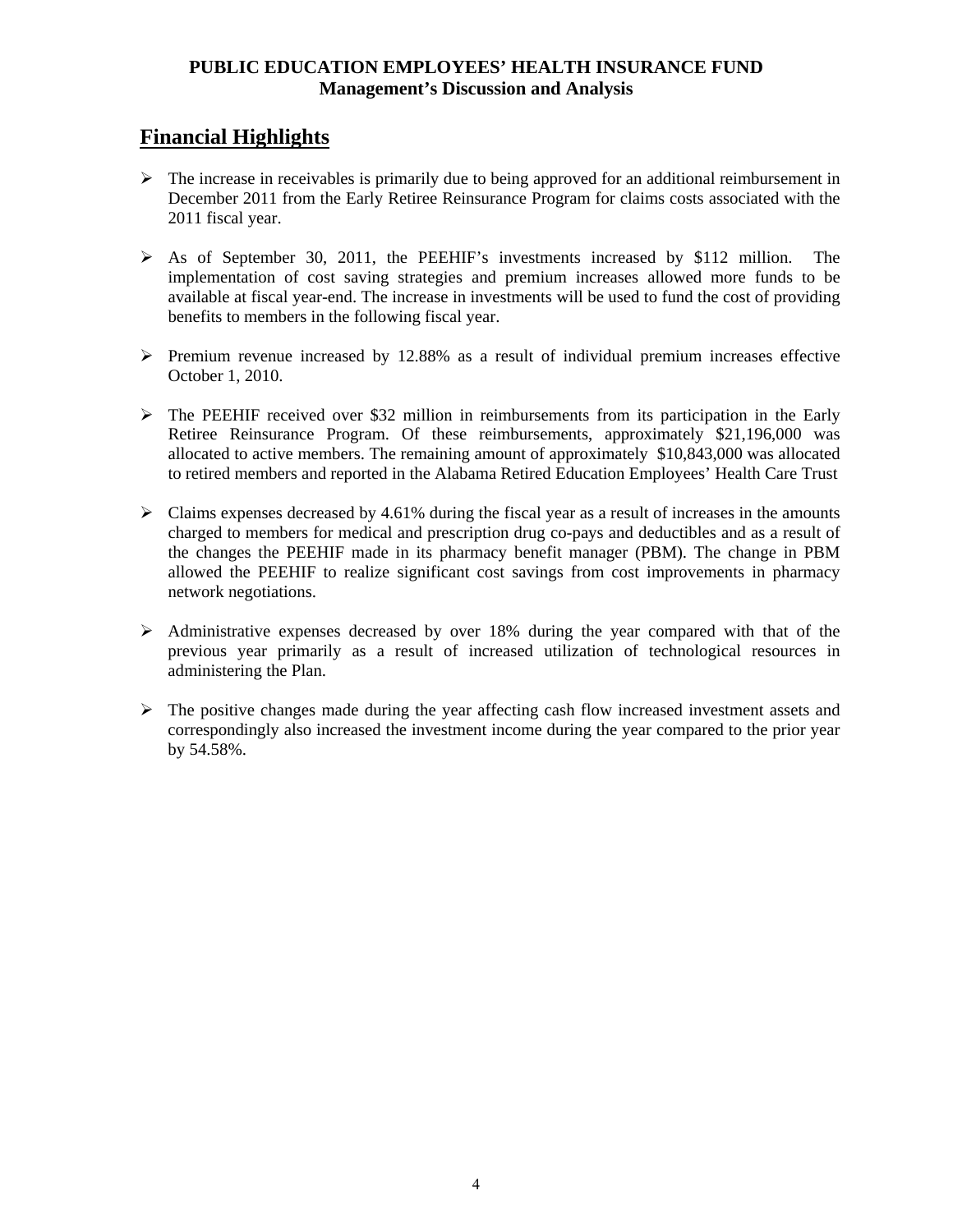**PUBLIC EDUCATION EMPLOYEES' HEALTH INSURANCE FUND**
**Management's Discussion and Analysis**

## Financial Highlights

- The increase in receivables is primarily due to being approved for an additional reimbursement in December 2011 from the Early Retiree Reinsurance Program for claims costs associated with the 2011 fiscal year.

- As of September 30, 2011, the PEEHIF's investments increased by $112 million. The implementation of cost saving strategies and premium increases allowed more funds to be available at fiscal year-end. The increase in investments will be used to fund the cost of providing benefits to members in the following fiscal year.

- Premium revenue increased by 12.88% as a result of individual premium increases effective October 1, 2010.

- The PEEHIF received over $32 million in reimbursements from its participation in the Early Retiree Reinsurance Program. Of these reimbursements, approximately $21,196,000 was allocated to active members. The remaining amount of approximately $10,843,000 was allocated to retired members and reported in the Alabama Retired Education Employees' Health Care Trust

- Claims expenses decreased by 4.61% during the fiscal year as a result of increases in the amounts charged to members for medical and prescription drug co-pays and deductibles and as a result of the changes the PEEHIF made in its pharmacy benefit manager (PBM). The change in PBM allowed the PEEHIF to realize significant cost savings from cost improvements in pharmacy network negotiations.

- Administrative expenses decreased by over 18% during the year compared with that of the previous year primarily as a result of increased utilization of technological resources in administering the Plan.

- The positive changes made during the year affecting cash flow increased investment assets and correspondingly also increased the investment income during the year compared to the prior year by 54.58%.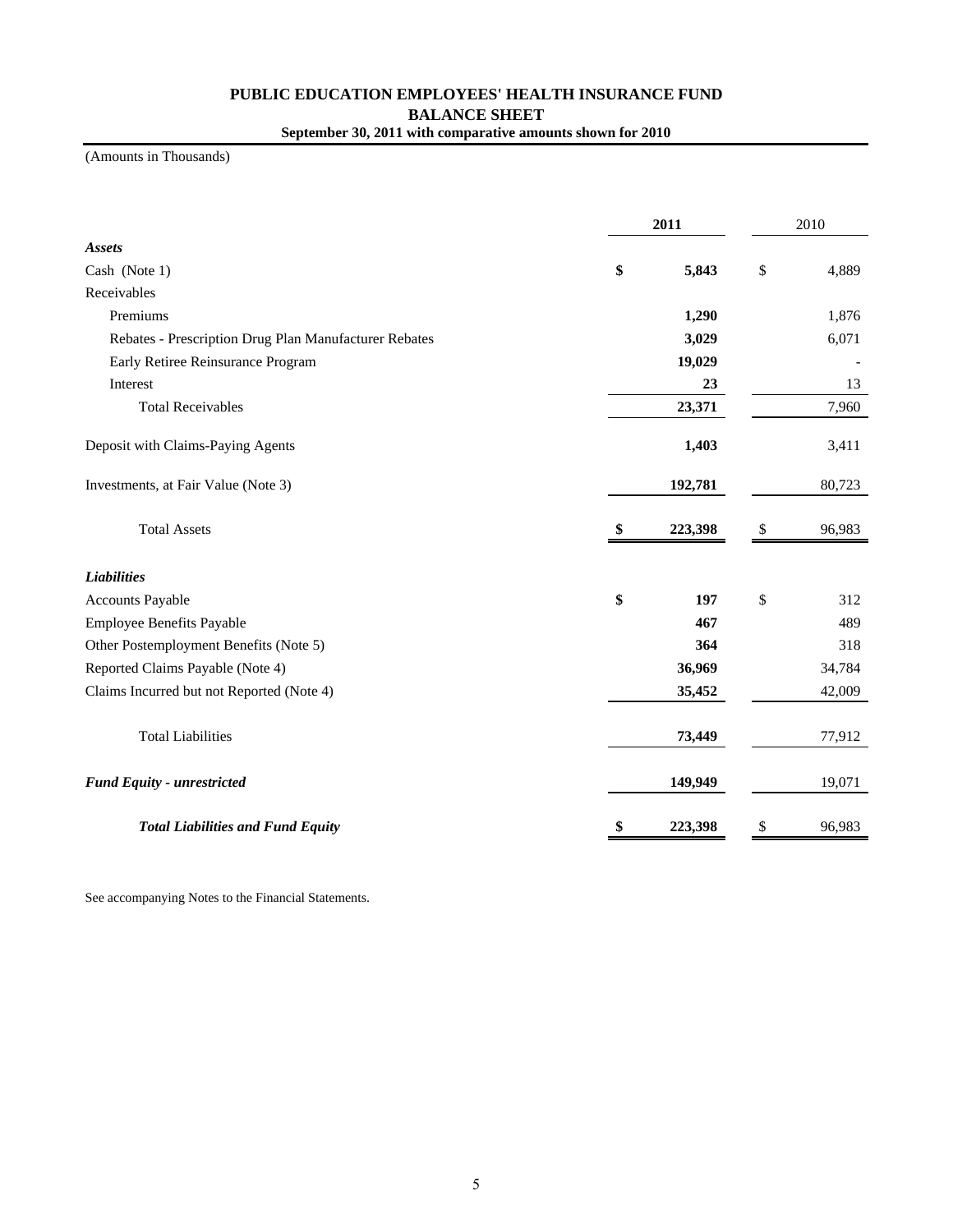# PUBLIC EDUCATION EMPLOYEES' HEALTH INSURANCE FUND

## BALANCE SHEET

**September 30, 2011 with comparative amounts shown for 2010**

(Amounts in Thousands)

| | **2011** | 2010 |
|---|---|---|
| ***Assets*** | | |
| Cash (Note 1) | **$ 5,843** | $ 4,889 |
| Receivables | | |
| Premiums | **1,290** | 1,876 |
| Rebates - Prescription Drug Plan Manufacturer Rebates | **3,029** | 6,071 |
| Early Retiree Reinsurance Program | **19,029** | - |
| Interest | **23** | 13 |
| Total Receivables | **23,371** | 7,960 |
| Deposit with Claims-Paying Agents | **1,403** | 3,411 |
| Investments, at Fair Value (Note 3) | **192,781** | 80,723 |
| Total Assets | **$ 223,398** | $ 96,983 |
| ***Liabilities*** | | |
| Accounts Payable | **$ 197** | $ 312 |
| Employee Benefits Payable | **467** | 489 |
| Other Postemployment Benefits (Note 5) | **364** | 318 |
| Reported Claims Payable (Note 4) | **36,969** | 34,784 |
| Claims Incurred but not Reported (Note 4) | **35,452** | 42,009 |
| Total Liabilities | **73,449** | 77,912 |
| ***Fund Equity - unrestricted*** | **149,949** | 19,071 |
| ***Total Liabilities and Fund Equity*** | **$ 223,398** | $ 96,983 |

See accompanying Notes to the Financial Statements.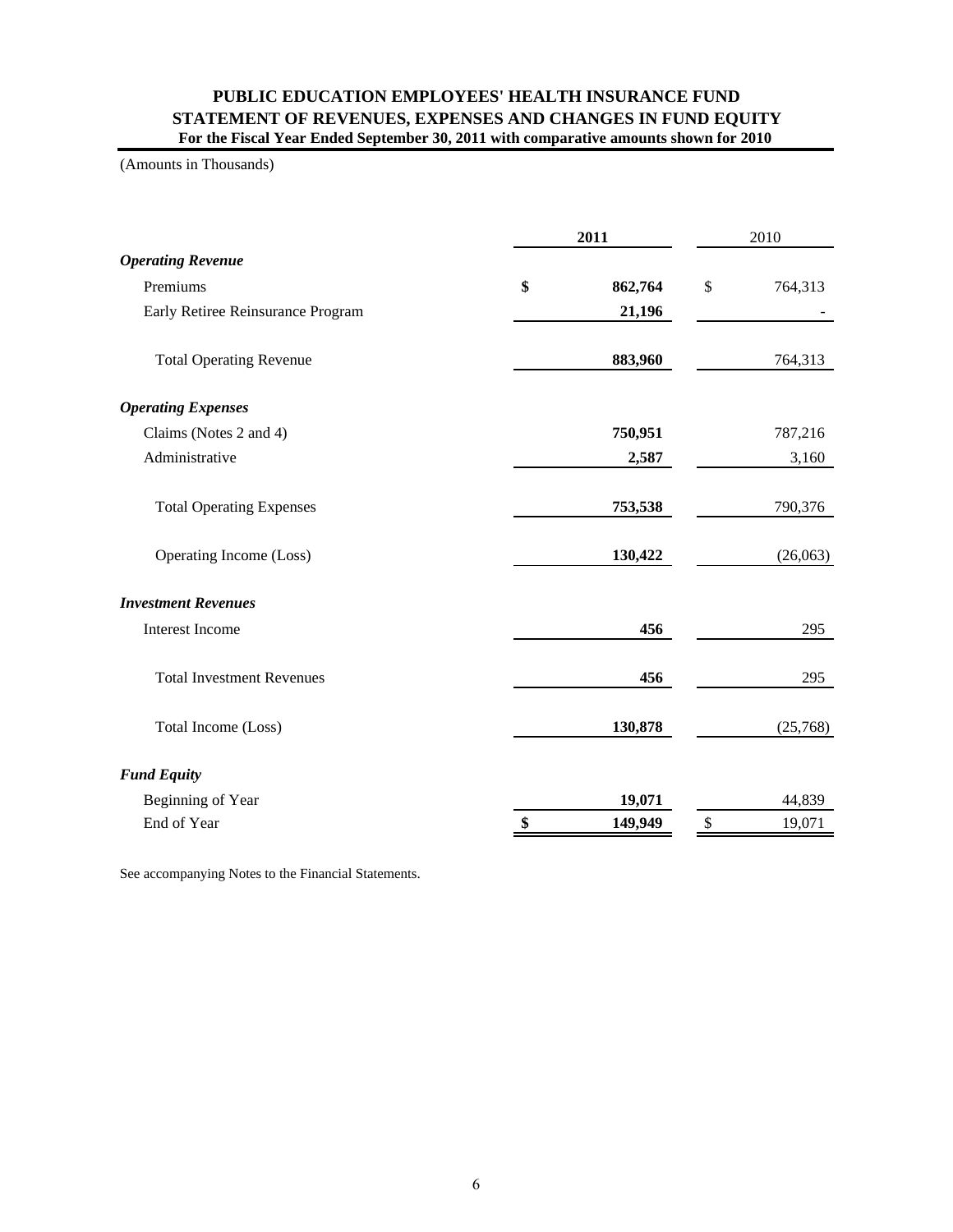# PUBLIC EDUCATION EMPLOYEES' HEALTH INSURANCE FUND
## STATEMENT OF REVENUES, EXPENSES AND CHANGES IN FUND EQUITY
**For the Fiscal Year Ended September 30, 2011 with comparative amounts shown for 2010**

(Amounts in Thousands)

| | **2011** | 2010 |
|---|---|---|
| ***Operating Revenue*** | | |
| Premiums | **$ 862,764** | $ 764,313 |
| Early Retiree Reinsurance Program | **21,196** | - |
| Total Operating Revenue | **883,960** | 764,313 |
| ***Operating Expenses*** | | |
| Claims (Notes 2 and 4) | **750,951** | 787,216 |
| Administrative | **2,587** | 3,160 |
| Total Operating Expenses | **753,538** | 790,376 |
| Operating Income (Loss) | **130,422** | (26,063) |
| ***Investment Revenues*** | | |
| Interest Income | **456** | 295 |
| Total Investment Revenues | **456** | 295 |
| Total Income (Loss) | **130,878** | (25,768) |
| ***Fund Equity*** | | |
| Beginning of Year | **19,071** | 44,839 |
| End of Year | **$ 149,949** | $ 19,071 |

See accompanying Notes to the Financial Statements.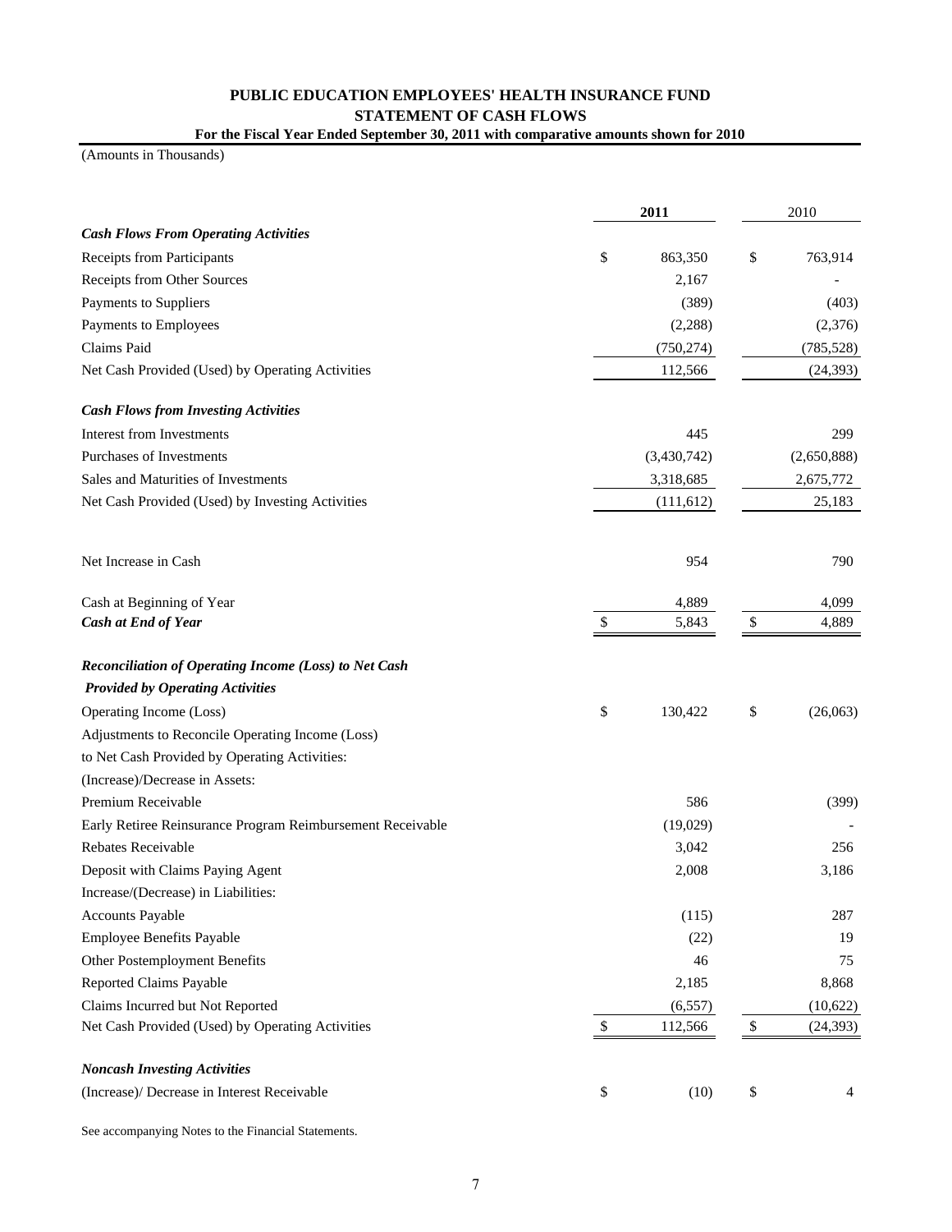# PUBLIC EDUCATION EMPLOYEES' HEALTH INSURANCE FUND

## STATEMENT OF CASH FLOWS

**For the Fiscal Year Ended September 30, 2011 with comparative amounts shown for 2010**

(Amounts in Thousands)

| | **2011** | 2010 |
|---|---|---|
| ***Cash Flows From Operating Activities*** | | |
| Receipts from Participants | $ 863,350 | $ 763,914 |
| Receipts from Other Sources | 2,167 | - |
| Payments to Suppliers | (389) | (403) |
| Payments to Employees | (2,288) | (2,376) |
| Claims Paid | (750,274) | (785,528) |
| Net Cash Provided (Used) by Operating Activities | 112,566 | (24,393) |
| ***Cash Flows from Investing Activities*** | | |
| Interest from Investments | 445 | 299 |
| Purchases of Investments | (3,430,742) | (2,650,888) |
| Sales and Maturities of Investments | 3,318,685 | 2,675,772 |
| Net Cash Provided (Used) by Investing Activities | (111,612) | 25,183 |
| Net Increase in Cash | 954 | 790 |
| Cash at Beginning of Year | 4,889 | 4,099 |
| ***Cash at End of Year*** | $ 5,843 | $ 4,889 |
| ***Reconciliation of Operating Income (Loss) to Net Cash Provided by Operating Activities*** | | |
| Operating Income (Loss) | $ 130,422 | $ (26,063) |
| Adjustments to Reconcile Operating Income (Loss) to Net Cash Provided by Operating Activities: | | |
| (Increase)/Decrease in Assets: | | |
| Premium Receivable | 586 | (399) |
| Early Retiree Reinsurance Program Reimbursement Receivable | (19,029) | - |
| Rebates Receivable | 3,042 | 256 |
| Deposit with Claims Paying Agent | 2,008 | 3,186 |
| Increase/(Decrease) in Liabilities: | | |
| Accounts Payable | (115) | 287 |
| Employee Benefits Payable | (22) | 19 |
| Other Postemployment Benefits | 46 | 75 |
| Reported Claims Payable | 2,185 | 8,868 |
| Claims Incurred but Not Reported | (6,557) | (10,622) |
| Net Cash Provided (Used) by Operating Activities | $ 112,566 | $ (24,393) |
| ***Noncash Investing Activities*** | | |
| (Increase)/ Decrease in Interest Receivable | $ (10) | $ 4 |

See accompanying Notes to the Financial Statements.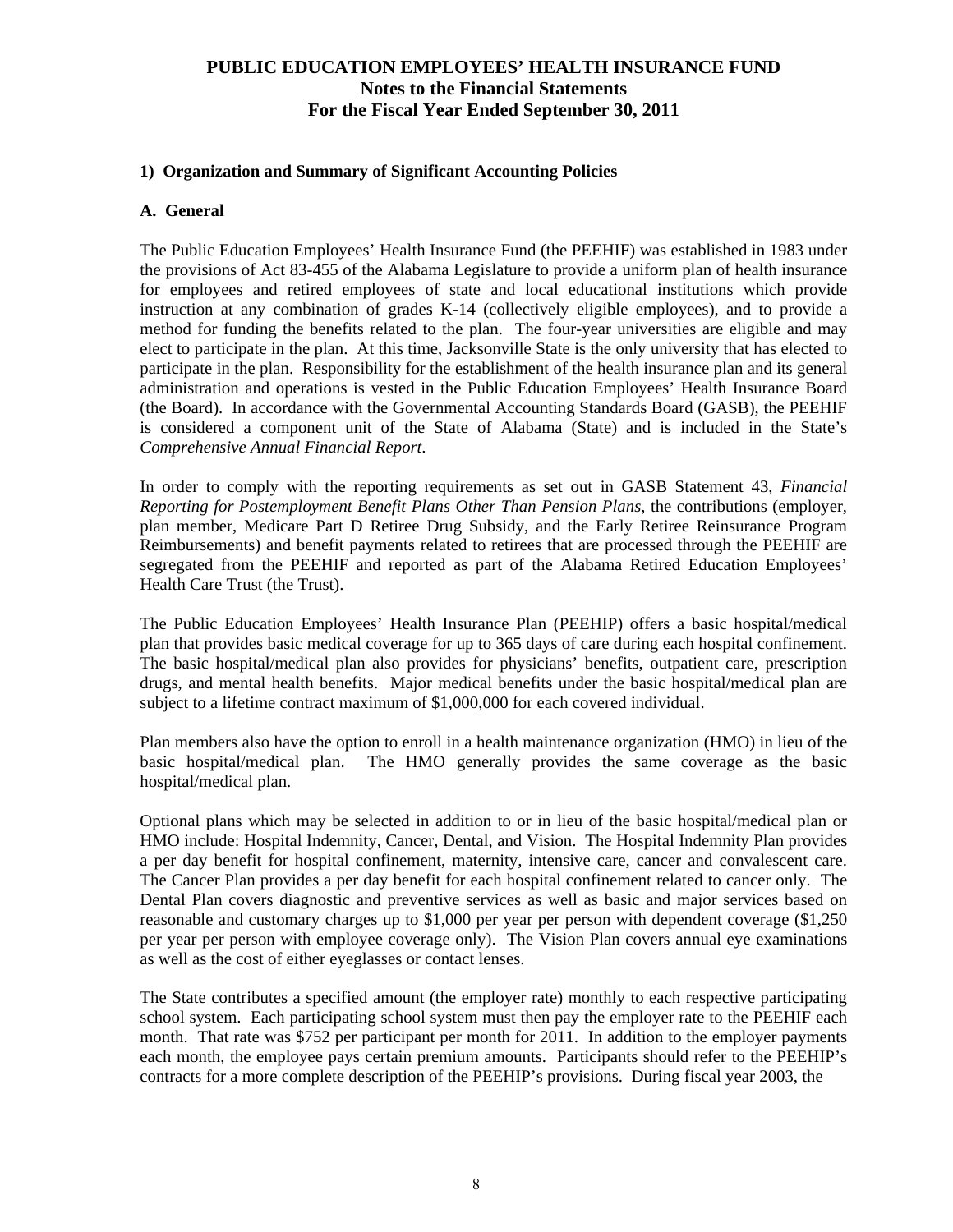# PUBLIC EDUCATION EMPLOYEES' HEALTH INSURANCE FUND
## Notes to the Financial Statements
## For the Fiscal Year Ended September 30, 2011

### 1) Organization and Summary of Significant Accounting Policies

### A. General

The Public Education Employees' Health Insurance Fund (the PEEHIF) was established in 1983 under the provisions of Act 83-455 of the Alabama Legislature to provide a uniform plan of health insurance for employees and retired employees of state and local educational institutions which provide instruction at any combination of grades K-14 (collectively eligible employees), and to provide a method for funding the benefits related to the plan. The four-year universities are eligible and may elect to participate in the plan. At this time, Jacksonville State is the only university that has elected to participate in the plan. Responsibility for the establishment of the health insurance plan and its general administration and operations is vested in the Public Education Employees' Health Insurance Board (the Board). In accordance with the Governmental Accounting Standards Board (GASB), the PEEHIF is considered a component unit of the State of Alabama (State) and is included in the State's *Comprehensive Annual Financial Report*.

In order to comply with the reporting requirements as set out in GASB Statement 43, *Financial Reporting for Postemployment Benefit Plans Other Than Pension Plans*, the contributions (employer, plan member, Medicare Part D Retiree Drug Subsidy, and the Early Retiree Reinsurance Program Reimbursements) and benefit payments related to retirees that are processed through the PEEHIF are segregated from the PEEHIF and reported as part of the Alabama Retired Education Employees' Health Care Trust (the Trust).

The Public Education Employees' Health Insurance Plan (PEEHIP) offers a basic hospital/medical plan that provides basic medical coverage for up to 365 days of care during each hospital confinement. The basic hospital/medical plan also provides for physicians' benefits, outpatient care, prescription drugs, and mental health benefits. Major medical benefits under the basic hospital/medical plan are subject to a lifetime contract maximum of $1,000,000 for each covered individual.

Plan members also have the option to enroll in a health maintenance organization (HMO) in lieu of the basic hospital/medical plan. The HMO generally provides the same coverage as the basic hospital/medical plan.

Optional plans which may be selected in addition to or in lieu of the basic hospital/medical plan or HMO include: Hospital Indemnity, Cancer, Dental, and Vision. The Hospital Indemnity Plan provides a per day benefit for hospital confinement, maternity, intensive care, cancer and convalescent care. The Cancer Plan provides a per day benefit for each hospital confinement related to cancer only. The Dental Plan covers diagnostic and preventive services as well as basic and major services based on reasonable and customary charges up to $1,000 per year per person with dependent coverage ($1,250 per year per person with employee coverage only). The Vision Plan covers annual eye examinations as well as the cost of either eyeglasses or contact lenses.

The State contributes a specified amount (the employer rate) monthly to each respective participating school system. Each participating school system must then pay the employer rate to the PEEHIF each month. That rate was $752 per participant per month for 2011. In addition to the employer payments each month, the employee pays certain premium amounts. Participants should refer to the PEEHIP's contracts for a more complete description of the PEEHIP's provisions. During fiscal year 2003, the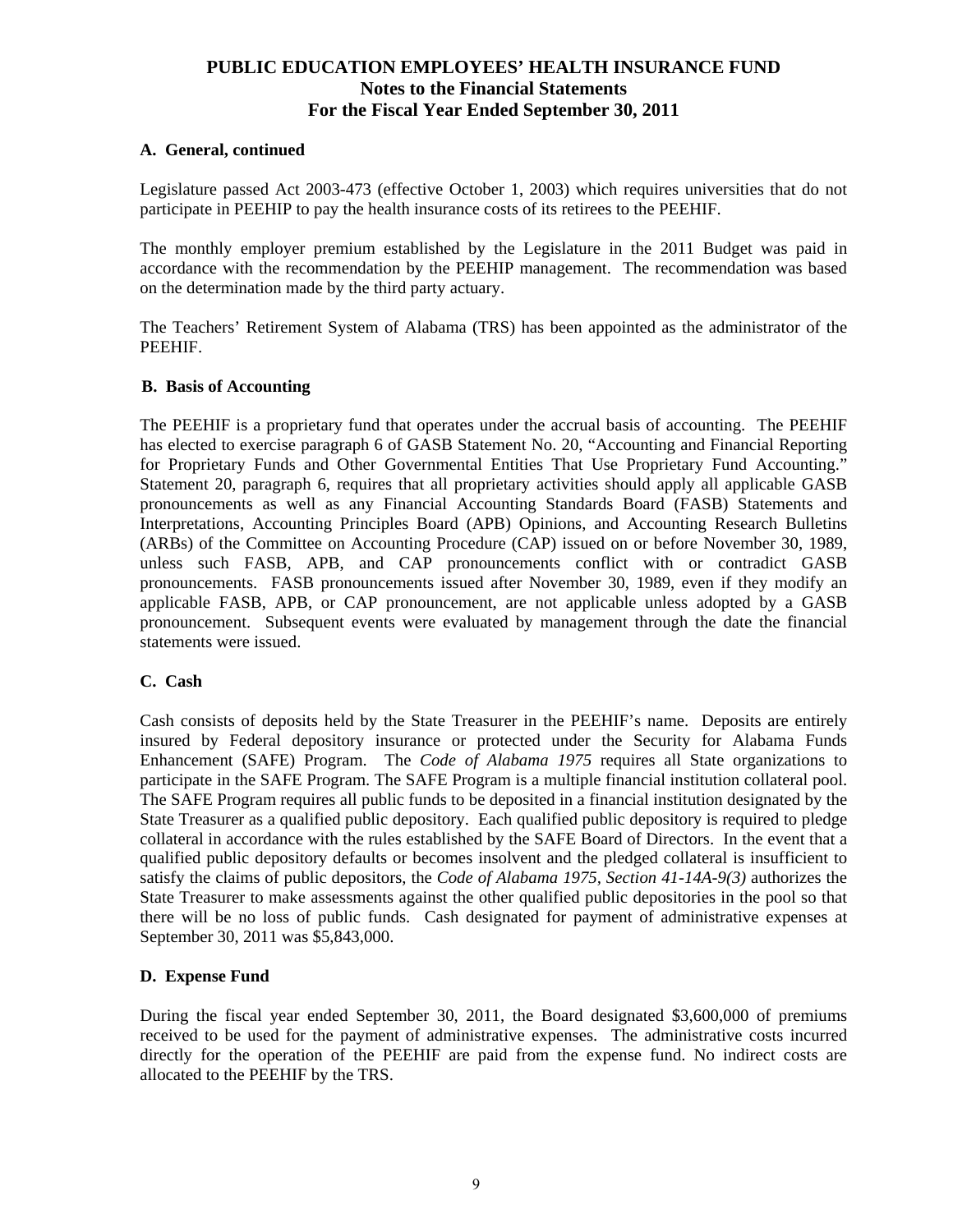# PUBLIC EDUCATION EMPLOYEES' HEALTH INSURANCE FUND
## Notes to the Financial Statements
## For the Fiscal Year Ended September 30, 2011

### A. General, continued

Legislature passed Act 2003-473 (effective October 1, 2003) which requires universities that do not participate in PEEHIP to pay the health insurance costs of its retirees to the PEEHIF.

The monthly employer premium established by the Legislature in the 2011 Budget was paid in accordance with the recommendation by the PEEHIP management. The recommendation was based on the determination made by the third party actuary.

The Teachers' Retirement System of Alabama (TRS) has been appointed as the administrator of the PEEHIF.

### B. Basis of Accounting

The PEEHIF is a proprietary fund that operates under the accrual basis of accounting. The PEEHIF has elected to exercise paragraph 6 of GASB Statement No. 20, "Accounting and Financial Reporting for Proprietary Funds and Other Governmental Entities That Use Proprietary Fund Accounting." Statement 20, paragraph 6, requires that all proprietary activities should apply all applicable GASB pronouncements as well as any Financial Accounting Standards Board (FASB) Statements and Interpretations, Accounting Principles Board (APB) Opinions, and Accounting Research Bulletins (ARBs) of the Committee on Accounting Procedure (CAP) issued on or before November 30, 1989, unless such FASB, APB, and CAP pronouncements conflict with or contradict GASB pronouncements. FASB pronouncements issued after November 30, 1989, even if they modify an applicable FASB, APB, or CAP pronouncement, are not applicable unless adopted by a GASB pronouncement. Subsequent events were evaluated by management through the date the financial statements were issued.

### C. Cash

Cash consists of deposits held by the State Treasurer in the PEEHIF's name. Deposits are entirely insured by Federal depository insurance or protected under the Security for Alabama Funds Enhancement (SAFE) Program. The *Code of Alabama 1975* requires all State organizations to participate in the SAFE Program. The SAFE Program is a multiple financial institution collateral pool. The SAFE Program requires all public funds to be deposited in a financial institution designated by the State Treasurer as a qualified public depository. Each qualified public depository is required to pledge collateral in accordance with the rules established by the SAFE Board of Directors. In the event that a qualified public depository defaults or becomes insolvent and the pledged collateral is insufficient to satisfy the claims of public depositors, the *Code of Alabama 1975, Section 41-14A-9(3)* authorizes the State Treasurer to make assessments against the other qualified public depositories in the pool so that there will be no loss of public funds. Cash designated for payment of administrative expenses at September 30, 2011 was $5,843,000.

### D. Expense Fund

During the fiscal year ended September 30, 2011, the Board designated $3,600,000 of premiums received to be used for the payment of administrative expenses. The administrative costs incurred directly for the operation of the PEEHIF are paid from the expense fund. No indirect costs are allocated to the PEEHIF by the TRS.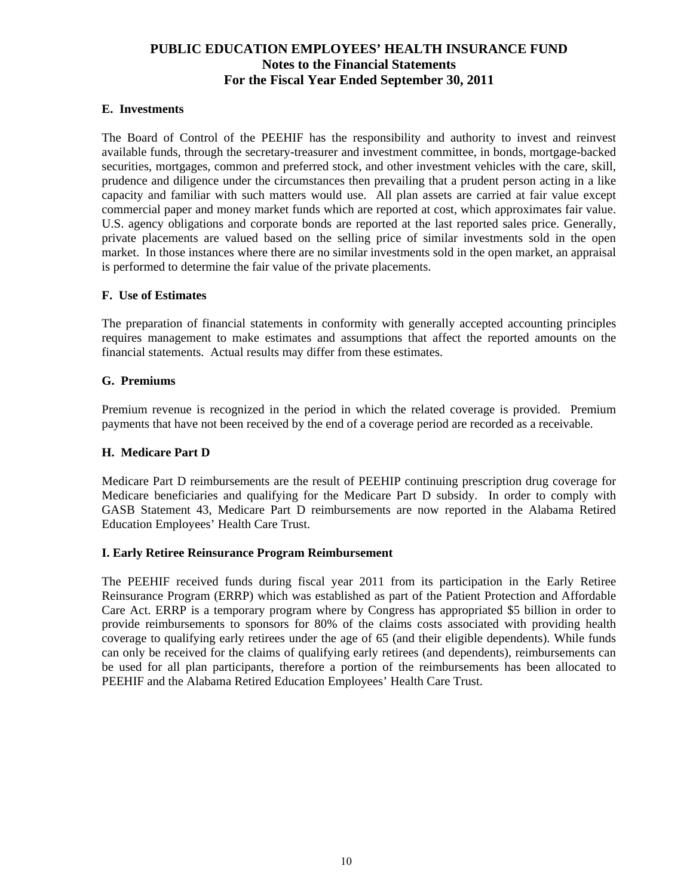# PUBLIC EDUCATION EMPLOYEES' HEALTH INSURANCE FUND
## Notes to the Financial Statements
## For the Fiscal Year Ended September 30, 2011

### E. Investments

The Board of Control of the PEEHIF has the responsibility and authority to invest and reinvest available funds, through the secretary-treasurer and investment committee, in bonds, mortgage-backed securities, mortgages, common and preferred stock, and other investment vehicles with the care, skill, prudence and diligence under the circumstances then prevailing that a prudent person acting in a like capacity and familiar with such matters would use. All plan assets are carried at fair value except commercial paper and money market funds which are reported at cost, which approximates fair value. U.S. agency obligations and corporate bonds are reported at the last reported sales price. Generally, private placements are valued based on the selling price of similar investments sold in the open market. In those instances where there are no similar investments sold in the open market, an appraisal is performed to determine the fair value of the private placements.

### F. Use of Estimates

The preparation of financial statements in conformity with generally accepted accounting principles requires management to make estimates and assumptions that affect the reported amounts on the financial statements. Actual results may differ from these estimates.

### G. Premiums

Premium revenue is recognized in the period in which the related coverage is provided. Premium payments that have not been received by the end of a coverage period are recorded as a receivable.

### H. Medicare Part D

Medicare Part D reimbursements are the result of PEEHIP continuing prescription drug coverage for Medicare beneficiaries and qualifying for the Medicare Part D subsidy. In order to comply with GASB Statement 43, Medicare Part D reimbursements are now reported in the Alabama Retired Education Employees' Health Care Trust.

### I. Early Retiree Reinsurance Program Reimbursement

The PEEHIF received funds during fiscal year 2011 from its participation in the Early Retiree Reinsurance Program (ERRP) which was established as part of the Patient Protection and Affordable Care Act. ERRP is a temporary program where by Congress has appropriated $5 billion in order to provide reimbursements to sponsors for 80% of the claims costs associated with providing health coverage to qualifying early retirees under the age of 65 (and their eligible dependents). While funds can only be received for the claims of qualifying early retirees (and dependents), reimbursements can be used for all plan participants, therefore a portion of the reimbursements has been allocated to PEEHIF and the Alabama Retired Education Employees' Health Care Trust.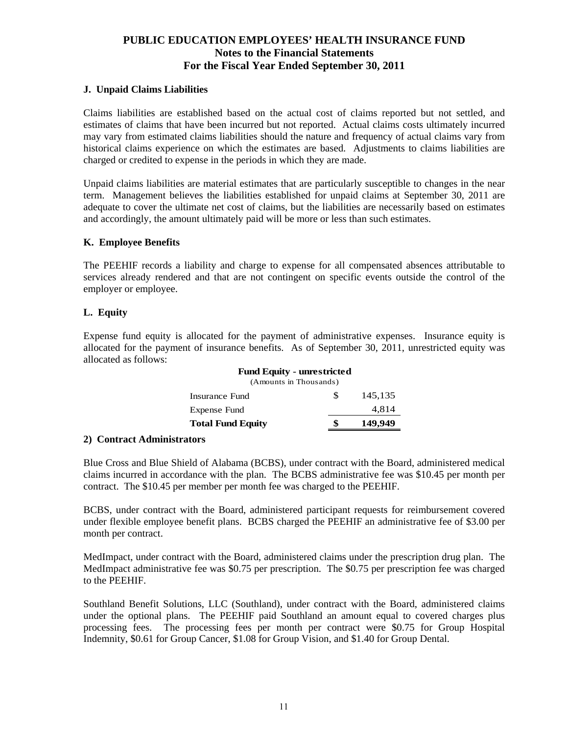### J. Unpaid Claims Liabilities

Claims liabilities are established based on the actual cost of claims reported but not settled, and estimates of claims that have been incurred but not reported. Actual claims costs ultimately incurred may vary from estimated claims liabilities should the nature and frequency of actual claims vary from historical claims experience on which the estimates are based. Adjustments to claims liabilities are charged or credited to expense in the periods in which they are made.

Unpaid claims liabilities are material estimates that are particularly susceptible to changes in the near term. Management believes the liabilities established for unpaid claims at September 30, 2011 are adequate to cover the ultimate net cost of claims, but the liabilities are necessarily based on estimates and accordingly, the amount ultimately paid will be more or less than such estimates.

### K. Employee Benefits

The PEEHIF records a liability and charge to expense for all compensated absences attributable to services already rendered and that are not contingent on specific events outside the control of the employer or employee.

### L. Equity

Expense fund equity is allocated for the payment of administrative expenses. Insurance equity is allocated for the payment of insurance benefits. As of September 30, 2011, unrestricted equity was allocated as follows:

**Fund Equity - unrestricted**
(Amounts in Thousands)

| | | |
|---|---|---|
| Insurance Fund | $ | 145,135 |
| Expense Fund | | 4,814 |
| **Total Fund Equity** | **$** | **149,949** |

## 2) Contract Administrators

Blue Cross and Blue Shield of Alabama (BCBS), under contract with the Board, administered medical claims incurred in accordance with the plan. The BCBS administrative fee was $10.45 per month per contract. The $10.45 per member per month fee was charged to the PEEHIF.

BCBS, under contract with the Board, administered participant requests for reimbursement covered under flexible employee benefit plans. BCBS charged the PEEHIF an administrative fee of $3.00 per month per contract.

MedImpact, under contract with the Board, administered claims under the prescription drug plan. The MedImpact administrative fee was $0.75 per prescription. The $0.75 per prescription fee was charged to the PEEHIF.

Southland Benefit Solutions, LLC (Southland), under contract with the Board, administered claims under the optional plans. The PEEHIF paid Southland an amount equal to covered charges plus processing fees. The processing fees per month per contract were $0.75 for Group Hospital Indemnity, $0.61 for Group Cancer, $1.08 for Group Vision, and $1.40 for Group Dental.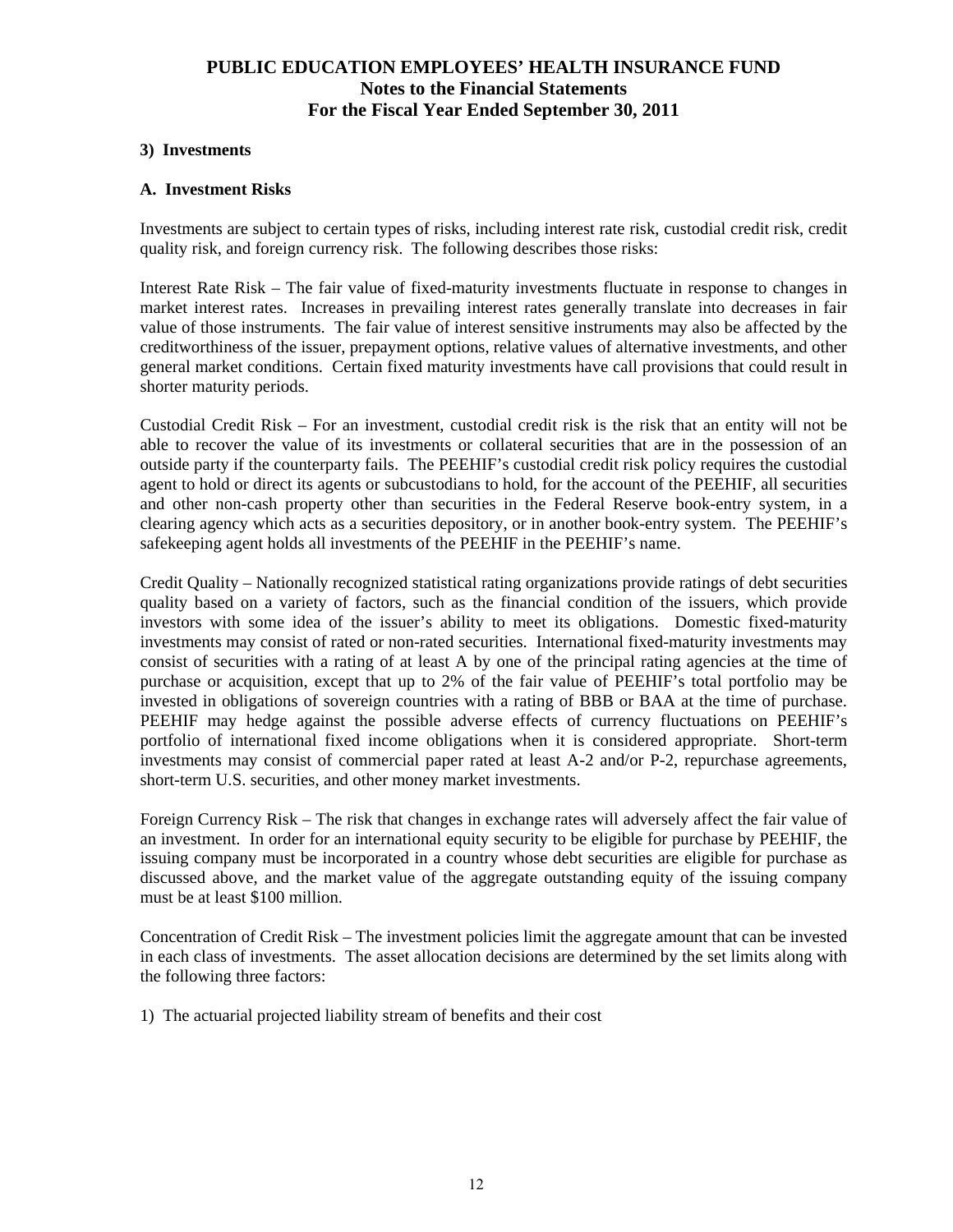# PUBLIC EDUCATION EMPLOYEES' HEALTH INSURANCE FUND
## Notes to the Financial Statements
## For the Fiscal Year Ended September 30, 2011

**3) Investments**

**A. Investment Risks**

Investments are subject to certain types of risks, including interest rate risk, custodial credit risk, credit quality risk, and foreign currency risk. The following describes those risks:

Interest Rate Risk – The fair value of fixed-maturity investments fluctuate in response to changes in market interest rates. Increases in prevailing interest rates generally translate into decreases in fair value of those instruments. The fair value of interest sensitive instruments may also be affected by the creditworthiness of the issuer, prepayment options, relative values of alternative investments, and other general market conditions. Certain fixed maturity investments have call provisions that could result in shorter maturity periods.

Custodial Credit Risk – For an investment, custodial credit risk is the risk that an entity will not be able to recover the value of its investments or collateral securities that are in the possession of an outside party if the counterparty fails. The PEEHIF's custodial credit risk policy requires the custodial agent to hold or direct its agents or subcustodians to hold, for the account of the PEEHIF, all securities and other non-cash property other than securities in the Federal Reserve book-entry system, in a clearing agency which acts as a securities depository, or in another book-entry system. The PEEHIF's safekeeping agent holds all investments of the PEEHIF in the PEEHIF's name.

Credit Quality – Nationally recognized statistical rating organizations provide ratings of debt securities quality based on a variety of factors, such as the financial condition of the issuers, which provide investors with some idea of the issuer's ability to meet its obligations. Domestic fixed-maturity investments may consist of rated or non-rated securities. International fixed-maturity investments may consist of securities with a rating of at least A by one of the principal rating agencies at the time of purchase or acquisition, except that up to 2% of the fair value of PEEHIF's total portfolio may be invested in obligations of sovereign countries with a rating of BBB or BAA at the time of purchase. PEEHIF may hedge against the possible adverse effects of currency fluctuations on PEEHIF's portfolio of international fixed income obligations when it is considered appropriate. Short-term investments may consist of commercial paper rated at least A-2 and/or P-2, repurchase agreements, short-term U.S. securities, and other money market investments.

Foreign Currency Risk – The risk that changes in exchange rates will adversely affect the fair value of an investment. In order for an international equity security to be eligible for purchase by PEEHIF, the issuing company must be incorporated in a country whose debt securities are eligible for purchase as discussed above, and the market value of the aggregate outstanding equity of the issuing company must be at least $100 million.

Concentration of Credit Risk – The investment policies limit the aggregate amount that can be invested in each class of investments. The asset allocation decisions are determined by the set limits along with the following three factors:

1) The actuarial projected liability stream of benefits and their cost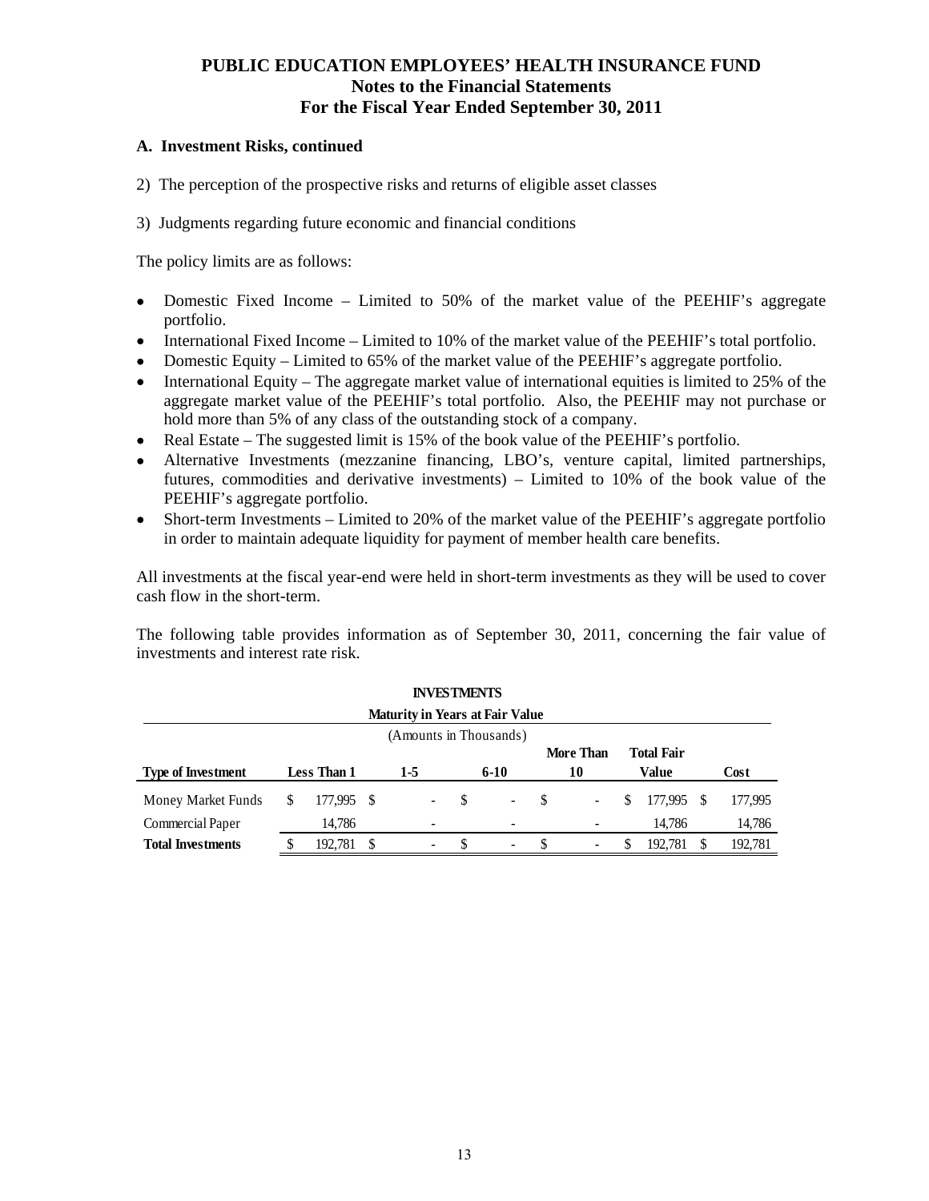**PUBLIC EDUCATION EMPLOYEES' HEALTH INSURANCE FUND**
**Notes to the Financial Statements**
**For the Fiscal Year Ended September 30, 2011**

**A. Investment Risks, continued**

2) The perception of the prospective risks and returns of eligible asset classes

3) Judgments regarding future economic and financial conditions

The policy limits are as follows:

- Domestic Fixed Income – Limited to 50% of the market value of the PEEHIF's aggregate portfolio.
- International Fixed Income – Limited to 10% of the market value of the PEEHIF's total portfolio.
- Domestic Equity – Limited to 65% of the market value of the PEEHIF's aggregate portfolio.
- International Equity – The aggregate market value of international equities is limited to 25% of the aggregate market value of the PEEHIF's total portfolio. Also, the PEEHIF may not purchase or hold more than 5% of any class of the outstanding stock of a company.
- Real Estate – The suggested limit is 15% of the book value of the PEEHIF's portfolio.
- Alternative Investments (mezzanine financing, LBO's, venture capital, limited partnerships, futures, commodities and derivative investments) – Limited to 10% of the book value of the PEEHIF's aggregate portfolio.
- Short-term Investments – Limited to 20% of the market value of the PEEHIF's aggregate portfolio in order to maintain adequate liquidity for payment of member health care benefits.

All investments at the fiscal year-end were held in short-term investments as they will be used to cover cash flow in the short-term.

The following table provides information as of September 30, 2011, concerning the fair value of investments and interest rate risk.

**INVESTMENTS**
**Maturity in Years at Fair Value**
(Amounts in Thousands)

| Type of Investment | Less Than 1 | 1-5 | 6-10 | More Than 10 | Total Fair Value | Cost |
|---|---|---|---|---|---|---|
| Money Market Funds | $ 177,995 | $ - | $ - | $ - | $ 177,995 | $ 177,995 |
| Commercial Paper | 14,786 | - | - | - | 14,786 | 14,786 |
| **Total Investments** | $ 192,781 | $ - | $ - | $ - | $ 192,781 | $ 192,781 |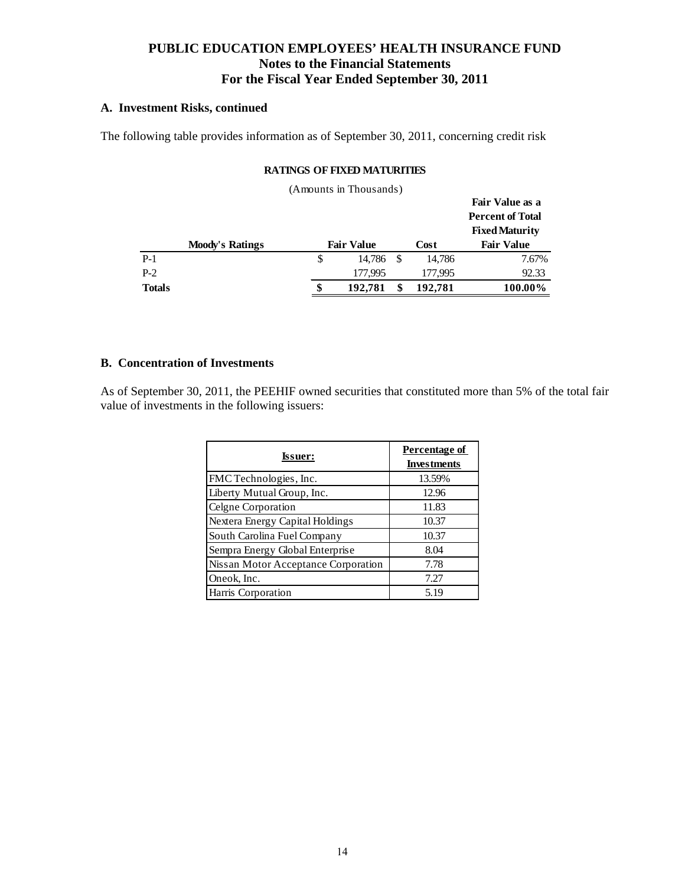# PUBLIC EDUCATION EMPLOYEES' HEALTH INSURANCE FUND
## Notes to the Financial Statements
## For the Fiscal Year Ended September 30, 2011

### A. Investment Risks, continued

The following table provides information as of September 30, 2011, concerning credit risk

**RATINGS OF FIXED MATURITIES**

(Amounts in Thousands)

| Moody's Ratings | Fair Value | Cost | Fair Value as a Percent of Total Fixed Maturity Fair Value |
|---|---|---|---|
| P-1 | $ 14,786 | $ 14,786 | 7.67% |
| P-2 | 177,995 | 177,995 | 92.33 |
| **Totals** | **$ 192,781** | **$ 192,781** | **100.00%** |

### B. Concentration of Investments

As of September 30, 2011, the PEEHIF owned securities that constituted more than 5% of the total fair value of investments in the following issuers:

| Issuer: | Percentage of Investments |
|---|---|
| FMC Technologies, Inc. | 13.59% |
| Liberty Mutual Group, Inc. | 12.96 |
| Celgne Corporation | 11.83 |
| Nextera Energy Capital Holdings | 10.37 |
| South Carolina Fuel Company | 10.37 |
| Sempra Energy Global Enterprise | 8.04 |
| Nissan Motor Acceptance Corporation | 7.78 |
| Oneok, Inc. | 7.27 |
| Harris Corporation | 5.19 |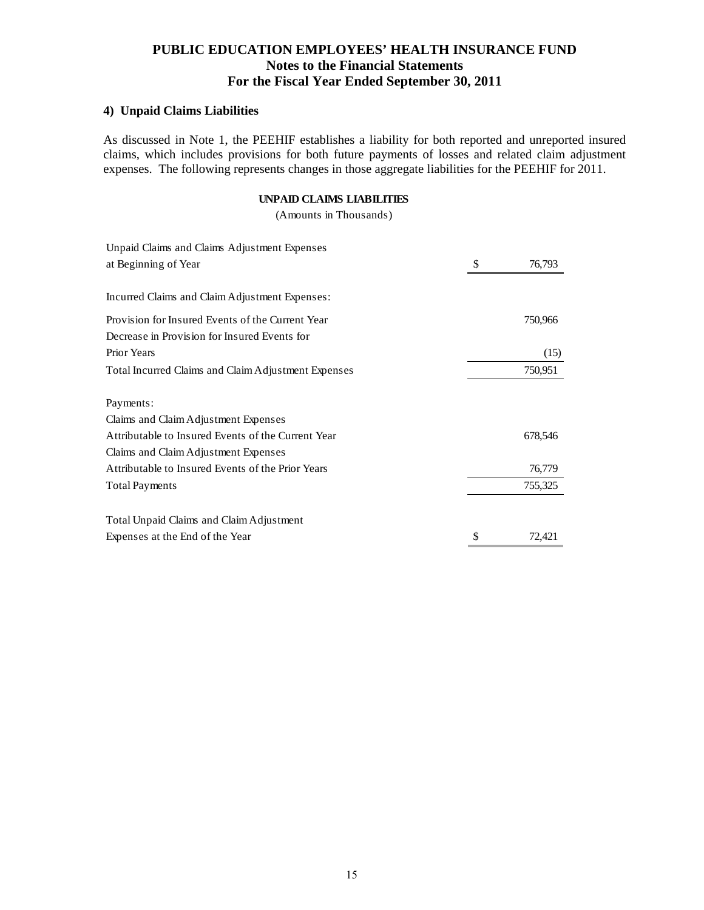# PUBLIC EDUCATION EMPLOYEES' HEALTH INSURANCE FUND
## Notes to the Financial Statements
## For the Fiscal Year Ended September 30, 2011

### 4) Unpaid Claims Liabilities

As discussed in Note 1, the PEEHIF establishes a liability for both reported and unreported insured claims, which includes provisions for both future payments of losses and related claim adjustment expenses. The following represents changes in those aggregate liabilities for the PEEHIF for 2011.

**UNPAID CLAIMS LIABILITIES**

(Amounts in Thousands)

| | |
|---|---|
| Unpaid Claims and Claims Adjustment Expenses at Beginning of Year | $ 76,793 |
| Incurred Claims and Claim Adjustment Expenses: | |
| Provision for Insured Events of the Current Year | 750,966 |
| Decrease in Provision for Insured Events for Prior Years | (15) |
| Total Incurred Claims and Claim Adjustment Expenses | 750,951 |
| Payments: | |
| Claims and Claim Adjustment Expenses Attributable to Insured Events of the Current Year | 678,546 |
| Claims and Claim Adjustment Expenses Attributable to Insured Events of the Prior Years | 76,779 |
| Total Payments | 755,325 |
| Total Unpaid Claims and Claim Adjustment Expenses at the End of the Year | $ 72,421 |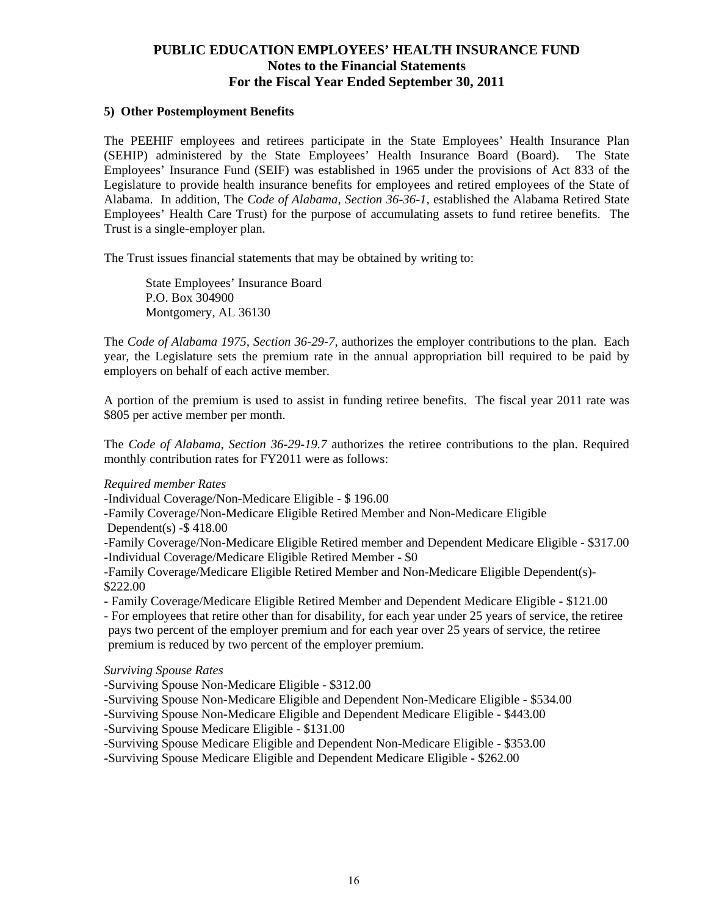# PUBLIC EDUCATION EMPLOYEES' HEALTH INSURANCE FUND
## Notes to the Financial Statements
## For the Fiscal Year Ended September 30, 2011

### 5) Other Postemployment Benefits

The PEEHIF employees and retirees participate in the State Employees' Health Insurance Plan (SEHIP) administered by the State Employees' Health Insurance Board (Board). The State Employees' Insurance Fund (SEIF) was established in 1965 under the provisions of Act 833 of the Legislature to provide health insurance benefits for employees and retired employees of the State of Alabama. In addition, The *Code of Alabama, Section 36-36-1*, established the Alabama Retired State Employees' Health Care Trust) for the purpose of accumulating assets to fund retiree benefits. The Trust is a single-employer plan.

The Trust issues financial statements that may be obtained by writing to:

State Employees' Insurance Board
P.O. Box 304900
Montgomery, AL 36130

The *Code of Alabama 1975, Section 36-29-7*, authorizes the employer contributions to the plan. Each year, the Legislature sets the premium rate in the annual appropriation bill required to be paid by employers on behalf of each active member.

A portion of the premium is used to assist in funding retiree benefits. The fiscal year 2011 rate was $805 per active member per month.

The *Code of Alabama, Section 36-29-19.7* authorizes the retiree contributions to the plan. Required monthly contribution rates for FY2011 were as follows:

*Required member Rates*

-Individual Coverage/Non-Medicare Eligible - $ 196.00
-Family Coverage/Non-Medicare Eligible Retired Member and Non-Medicare Eligible Dependent(s) -$ 418.00
-Family Coverage/Non-Medicare Eligible Retired member and Dependent Medicare Eligible - $317.00
-Individual Coverage/Medicare Eligible Retired Member - $0
-Family Coverage/Medicare Eligible Retired Member and Non-Medicare Eligible Dependent(s)- $222.00
- Family Coverage/Medicare Eligible Retired Member and Dependent Medicare Eligible - $121.00
- For employees that retire other than for disability, for each year under 25 years of service, the retiree pays two percent of the employer premium and for each year over 25 years of service, the retiree premium is reduced by two percent of the employer premium.

*Surviving Spouse Rates*

-Surviving Spouse Non-Medicare Eligible - $312.00
-Surviving Spouse Non-Medicare Eligible and Dependent Non-Medicare Eligible - $534.00
-Surviving Spouse Non-Medicare Eligible and Dependent Medicare Eligible - $443.00
-Surviving Spouse Medicare Eligible - $131.00
-Surviving Spouse Medicare Eligible and Dependent Non-Medicare Eligible - $353.00
-Surviving Spouse Medicare Eligible and Dependent Medicare Eligible - $262.00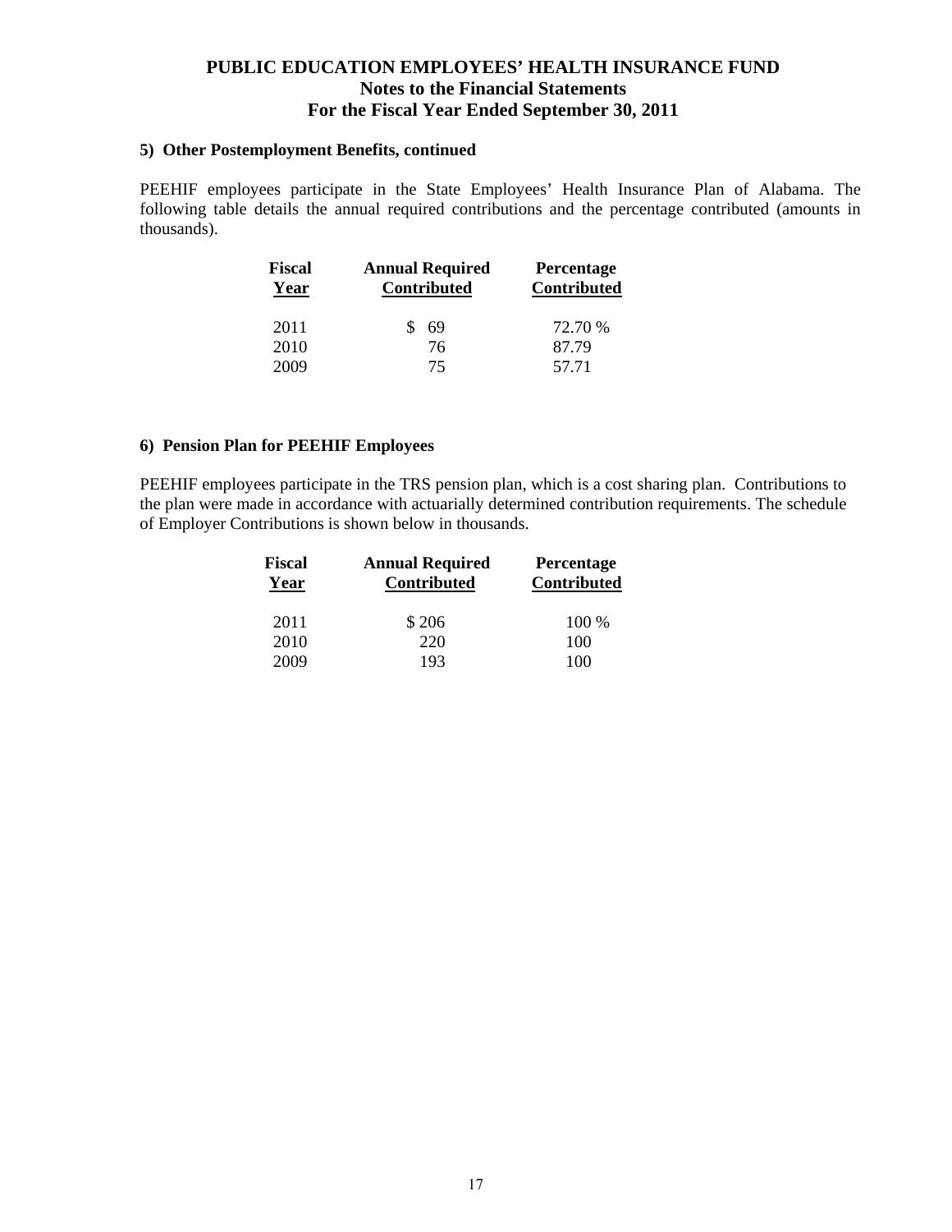### 5) Other Postemployment Benefits, continued

PEEHIF employees participate in the State Employees' Health Insurance Plan of Alabama. The following table details the annual required contributions and the percentage contributed (amounts in thousands).

| Fiscal Year | Annual Required Contributed | Percentage Contributed |
|---|---|---|
| 2011 | $ 69 | 72.70 % |
| 2010 | 76 | 87.79 |
| 2009 | 75 | 57.71 |

### 6) Pension Plan for PEEHIF Employees

PEEHIF employees participate in the TRS pension plan, which is a cost sharing plan. Contributions to the plan were made in accordance with actuarially determined contribution requirements. The schedule of Employer Contributions is shown below in thousands.

| Fiscal Year | Annual Required Contributed | Percentage Contributed |
|---|---|---|
| 2011 | $ 206 | 100 % |
| 2010 | 220 | 100 |
| 2009 | 193 | 100 |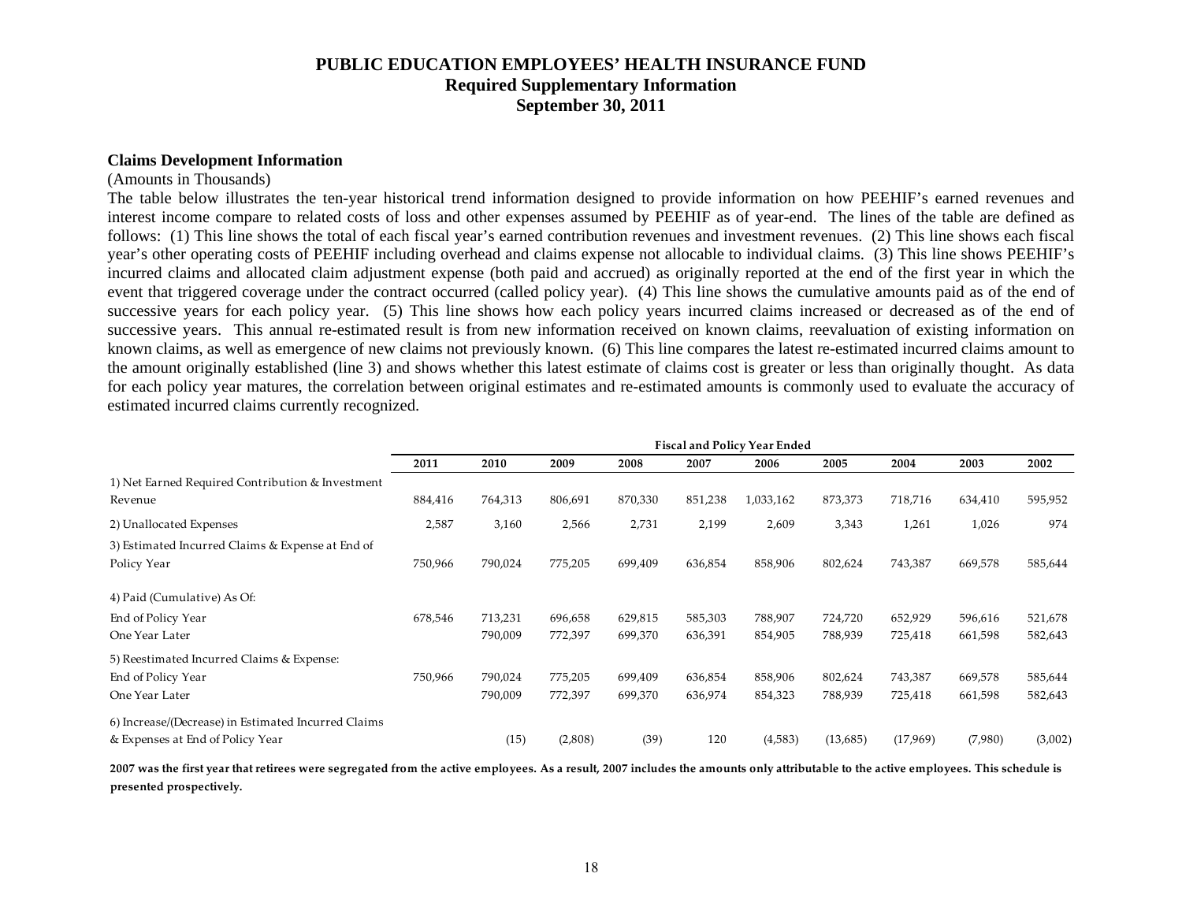# PUBLIC EDUCATION EMPLOYEES' HEALTH INSURANCE FUND
## Required Supplementary Information
## September 30, 2011

**Claims Development Information**

(Amounts in Thousands)

The table below illustrates the ten-year historical trend information designed to provide information on how PEEHIF's earned revenues and interest income compare to related costs of loss and other expenses assumed by PEEHIF as of year-end. The lines of the table are defined as follows: (1) This line shows the total of each fiscal year's earned contribution revenues and investment revenues. (2) This line shows each fiscal year's other operating costs of PEEHIF including overhead and claims expense not allocable to individual claims. (3) This line shows PEEHIF's incurred claims and allocated claim adjustment expense (both paid and accrued) as originally reported at the end of the first year in which the event that triggered coverage under the contract occurred (called policy year). (4) This line shows the cumulative amounts paid as of the end of successive years for each policy year. (5) This line shows how each policy years incurred claims increased or decreased as of the end of successive years. This annual re-estimated result is from new information received on known claims, reevaluation of existing information on known claims, as well as emergence of new claims not previously known. (6) This line compares the latest re-estimated incurred claims amount to the amount originally established (line 3) and shows whether this latest estimate of claims cost is greater or less than originally thought. As data for each policy year matures, the correlation between original estimates and re-estimated amounts is commonly used to evaluate the accuracy of estimated incurred claims currently recognized.

| | Fiscal and Policy Year Ended | | | | | | | | | |
|---|---|---|---|---|---|---|---|---|---|---|
| | **2011** | **2010** | **2009** | **2008** | **2007** | **2006** | **2005** | **2004** | **2003** | **2002** |
| 1) Net Earned Required Contribution & Investment Revenue | 884,416 | 764,313 | 806,691 | 870,330 | 851,238 | 1,033,162 | 873,373 | 718,716 | 634,410 | 595,952 |
| 2) Unallocated Expenses | 2,587 | 3,160 | 2,566 | 2,731 | 2,199 | 2,609 | 3,343 | 1,261 | 1,026 | 974 |
| 3) Estimated Incurred Claims & Expense at End of Policy Year | 750,966 | 790,024 | 775,205 | 699,409 | 636,854 | 858,906 | 802,624 | 743,387 | 669,578 | 585,644 |
| 4) Paid (Cumulative) As Of: | | | | | | | | | | |
| End of Policy Year | 678,546 | 713,231 | 696,658 | 629,815 | 585,303 | 788,907 | 724,720 | 652,929 | 596,616 | 521,678 |
| One Year Later | | 790,009 | 772,397 | 699,370 | 636,391 | 854,905 | 788,939 | 725,418 | 661,598 | 582,643 |
| 5) Reestimated Incurred Claims & Expense: | | | | | | | | | | |
| End of Policy Year | 750,966 | 790,024 | 775,205 | 699,409 | 636,854 | 858,906 | 802,624 | 743,387 | 669,578 | 585,644 |
| One Year Later | | 790,009 | 772,397 | 699,370 | 636,974 | 854,323 | 788,939 | 725,418 | 661,598 | 582,643 |
| 6) Increase/(Decrease) in Estimated Incurred Claims & Expenses at End of Policy Year | | (15) | (2,808) | (39) | 120 | (4,583) | (13,685) | (17,969) | (7,980) | (3,002) |

**2007 was the first year that retirees were segregated from the active employees. As a result, 2007 includes the amounts only attributable to the active employees. This schedule is presented prospectively.**